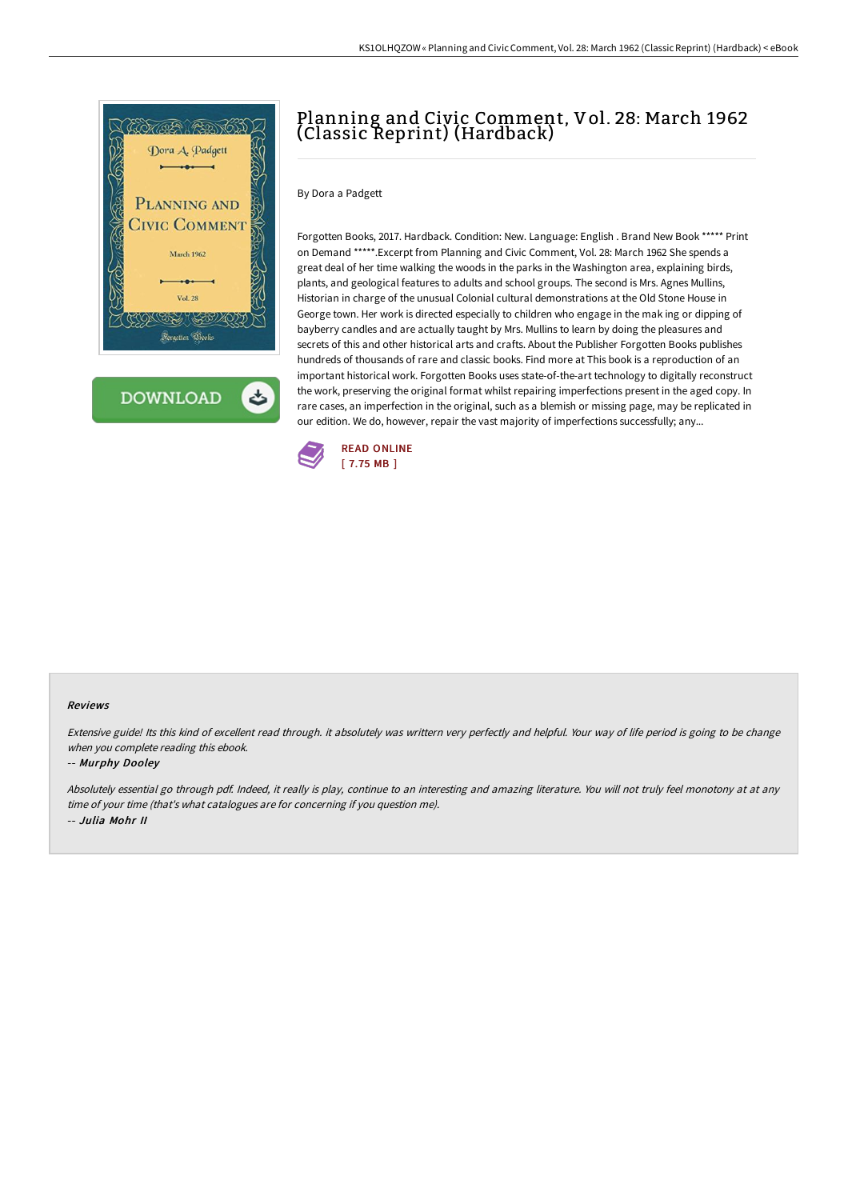# Planning and Civic Comment, Vol. 28: March 1962 (Classic Reprint) (Hardback)

By Dora a Padgett

Forgotten Books, 2017. Hardback. Condition: New. Language: English . Brand New Book ***** Print on Demand *****.Excerpt from Planning and Civic Comment, Vol. 28: March 1962 She spends a great deal of her time walking the woods in the parks in the Washington area, explaining birds, plants, and geological features to adults and school groups. The second is Mrs. Agnes Mullins, Historian in charge of the unusual Colonial cultural demonstrations at the Old Stone House in George town. Her work is directed especially to children who engage in the mak ing or dipping of bayberry candles and are actually taught by Mrs. Mullins to learn by doing the pleasures and secrets of this and other historical arts and crafts. About the Publisher Forgotten Books publishes hundreds of thousands of rare and classic books. Find more at This book is a reproduction of an important historical work. Forgotten Books uses state-of-the-art technology to digitally reconstruct the work, preserving the original format whilst repairing imperfections present in the aged copy. In rare cases, an imperfection in the original, such as a blemish or missing page, may be replicated in our edition. We do, however, repair the vast majority of imperfections successfully; any...

READ ONLINE
[ 7.75 MB ]

### Reviews

*Extensive guide! Its this kind of excellent read through. it absolutely was writtern very perfectly and helpful. Your way of life period is going to be change when you complete reading this ebook.*

-- *Murphy Dooley*

*Absolutely essential go through pdf. Indeed, it really is play, continue to an interesting and amazing literature. You will not truly feel monotony at at any time of your time (that's what catalogues are for concerning if you question me).*

-- *Julia Mohr II*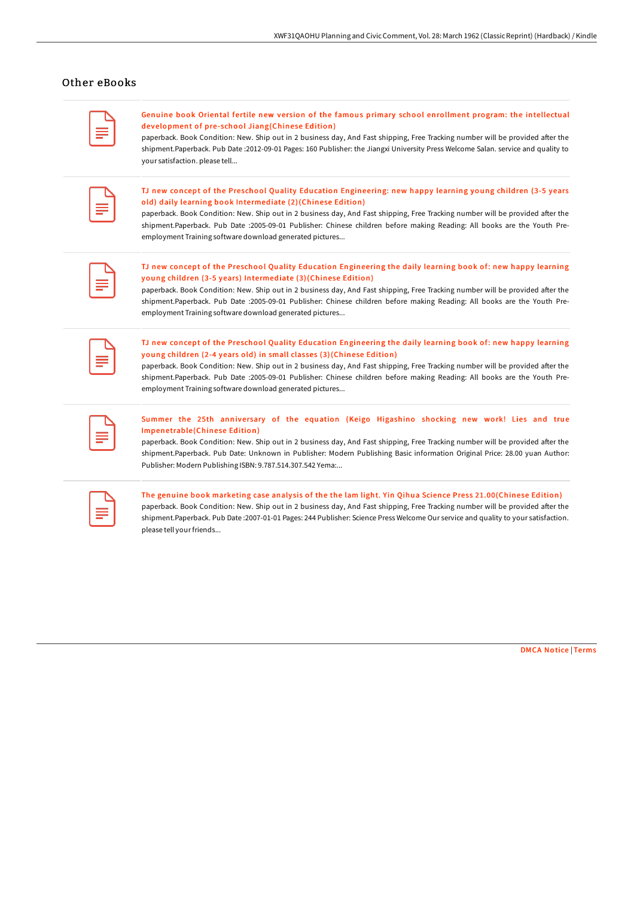## Other eBooks

**Genuine book Oriental fertile new version of the famous primary school enrollment program: the intellectual development of pre-school Jiang(Chinese Edition)**

paperback. Book Condition: New. Ship out in 2 business day, And Fast shipping, Free Tracking number will be provided after the shipment.Paperback. Pub Date :2012-09-01 Pages: 160 Publisher: the Jiangxi University Press Welcome Salan. service and quality to your satisfaction. please tell...

**TJ new concept of the Preschool Quality Education Engineering: new happy learning young children (3-5 years old) daily learning book Intermediate (2)(Chinese Edition)**

paperback. Book Condition: New. Ship out in 2 business day, And Fast shipping, Free Tracking number will be provided after the shipment.Paperback. Pub Date :2005-09-01 Publisher: Chinese children before making Reading: All books are the Youth Pre-employment Training software download generated pictures...

**TJ new concept of the Preschool Quality Education Engineering the daily learning book of: new happy learning young children (3-5 years) Intermediate (3)(Chinese Edition)**

paperback. Book Condition: New. Ship out in 2 business day, And Fast shipping, Free Tracking number will be provided after the shipment.Paperback. Pub Date :2005-09-01 Publisher: Chinese children before making Reading: All books are the Youth Pre-employment Training software download generated pictures...

**TJ new concept of the Preschool Quality Education Engineering the daily learning book of: new happy learning young children (2-4 years old) in small classes (3)(Chinese Edition)**

paperback. Book Condition: New. Ship out in 2 business day, And Fast shipping, Free Tracking number will be provided after the shipment.Paperback. Pub Date :2005-09-01 Publisher: Chinese children before making Reading: All books are the Youth Pre-employment Training software download generated pictures...

**Summer the 25th anniversary of the equation (Keigo Higashino shocking new work! Lies and true Impenetrable(Chinese Edition)**

paperback. Book Condition: New. Ship out in 2 business day, And Fast shipping, Free Tracking number will be provided after the shipment.Paperback. Pub Date: Unknown in Publisher: Modern Publishing Basic information Original Price: 28.00 yuan Author: Publisher: Modern Publishing ISBN: 9.787.514.307.542 Yema:...

**The genuine book marketing case analysis of the the lam light. Yin Qihua Science Press 21.00(Chinese Edition)**

paperback. Book Condition: New. Ship out in 2 business day, And Fast shipping, Free Tracking number will be provided after the shipment.Paperback. Pub Date :2007-01-01 Pages: 244 Publisher: Science Press Welcome Our service and quality to your satisfaction. please tell your friends...